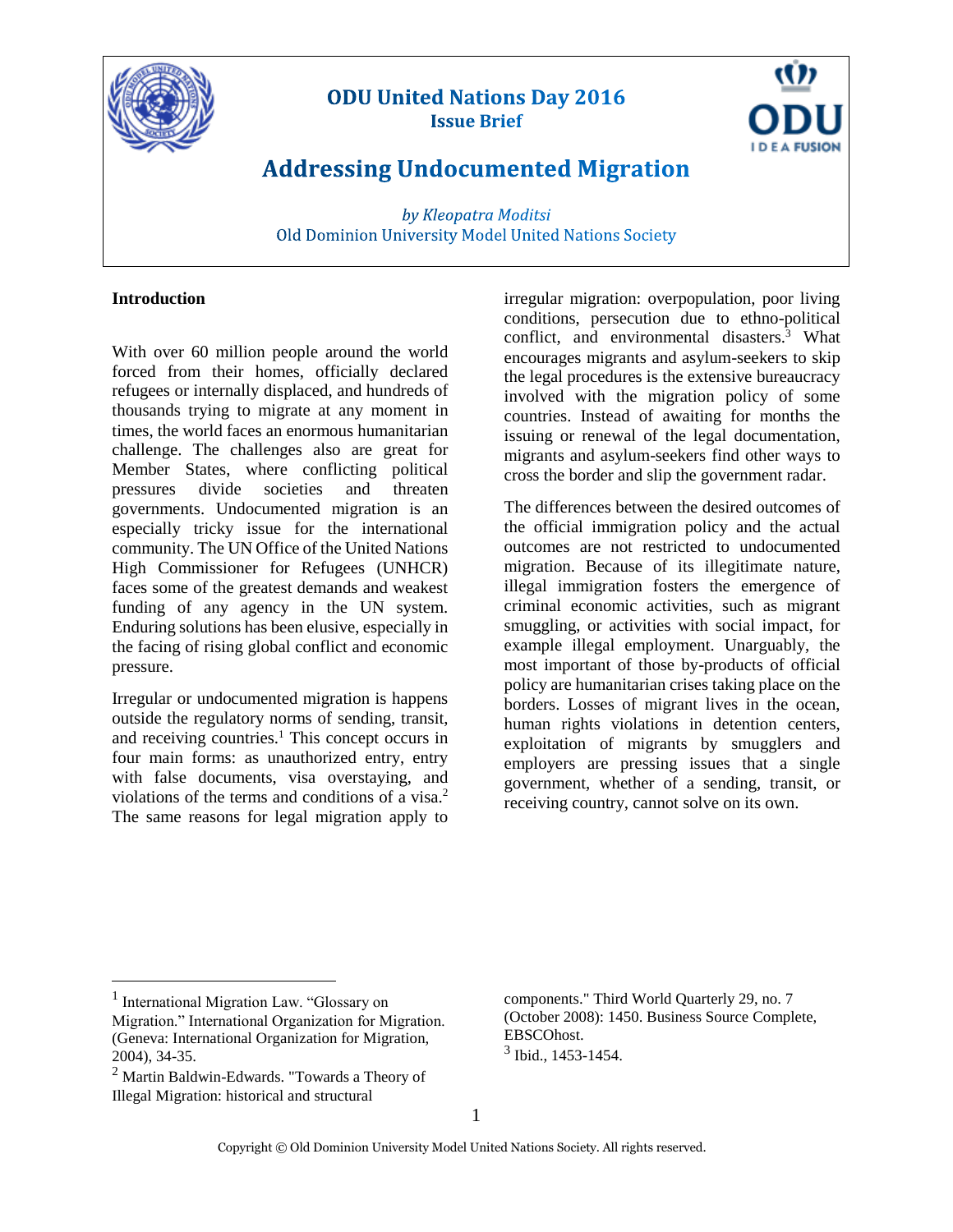# ODU United Nations Day 2016

## Issue Brief

# Addressing Undocumented Migration

*by Kleopatra Moditsi*

Old Dominion University Model United Nations Society

### Introduction

With over 60 million people around the world forced from their homes, officially declared refugees or internally displaced, and hundreds of thousands trying to migrate at any moment in times, the world faces an enormous humanitarian challenge. The challenges also are great for Member States, where conflicting political pressures divide societies and threaten governments. Undocumented migration is an especially tricky issue for the international community. The UN Office of the United Nations High Commissioner for Refugees (UNHCR) faces some of the greatest demands and weakest funding of any agency in the UN system. Enduring solutions has been elusive, especially in the facing of rising global conflict and economic pressure.

Irregular or undocumented migration is happens outside the regulatory norms of sending, transit, and receiving countries.[1] This concept occurs in four main forms: as unauthorized entry, entry with false documents, visa overstaying, and violations of the terms and conditions of a visa.[2] The same reasons for legal migration apply to irregular migration: overpopulation, poor living conditions, persecution due to ethno-political conflict, and environmental disasters.[3] What encourages migrants and asylum-seekers to skip the legal procedures is the extensive bureaucracy involved with the migration policy of some countries. Instead of awaiting for months the issuing or renewal of the legal documentation, migrants and asylum-seekers find other ways to cross the border and slip the government radar.

The differences between the desired outcomes of the official immigration policy and the actual outcomes are not restricted to undocumented migration. Because of its illegitimate nature, illegal immigration fosters the emergence of criminal economic activities, such as migrant smuggling, or activities with social impact, for example illegal employment. Unarguably, the most important of those by-products of official policy are humanitarian crises taking place on the borders. Losses of migrant lives in the ocean, human rights violations in detention centers, exploitation of migrants by smugglers and employers are pressing issues that a single government, whether of a sending, transit, or receiving country, cannot solve on its own.

---

[1] International Migration Law. "Glossary on Migration." International Organization for Migration. (Geneva: International Organization for Migration, 2004), 34-35.

[2] Martin Baldwin-Edwards. "Towards a Theory of Illegal Migration: historical and structural components." Third World Quarterly 29, no. 7 (October 2008): 1450. Business Source Complete, EBSCOhost.

[3] Ibid., 1453-1454.

Copyright © Old Dominion University Model United Nations Society. All rights reserved.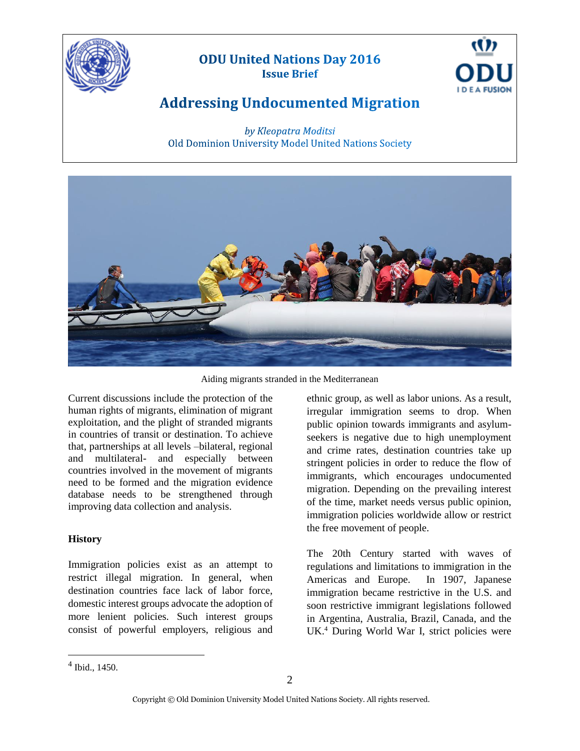# ODU United Nations Day 2016

**Issue Brief**

## Addressing Undocumented Migration

*by Kleopatra Moditsi*
Old Dominion University Model United Nations Society

Aiding migrants stranded in the Mediterranean

Current discussions include the protection of the human rights of migrants, elimination of migrant exploitation, and the plight of stranded migrants in countries of transit or destination. To achieve that, partnerships at all levels –bilateral, regional and multilateral- and especially between countries involved in the movement of migrants need to be formed and the migration evidence database needs to be strengthened through improving data collection and analysis.

**History**

Immigration policies exist as an attempt to restrict illegal migration. In general, when destination countries face lack of labor force, domestic interest groups advocate the adoption of more lenient policies. Such interest groups consist of powerful employers, religious and ethnic group, as well as labor unions. As a result, irregular immigration seems to drop. When public opinion towards immigrants and asylum-seekers is negative due to high unemployment and crime rates, destination countries take up stringent policies in order to reduce the flow of immigrants, which encourages undocumented migration. Depending on the prevailing interest of the time, market needs versus public opinion, immigration policies worldwide allow or restrict the free movement of people.

The 20th Century started with waves of regulations and limitations to immigration in the Americas and Europe. In 1907, Japanese immigration became restrictive in the U.S. and soon restrictive immigrant legislations followed in Argentina, Australia, Brazil, Canada, and the UK.[4] During World War I, strict policies were

[4] Ibid., 1450.

Copyright © Old Dominion University Model United Nations Society. All rights reserved.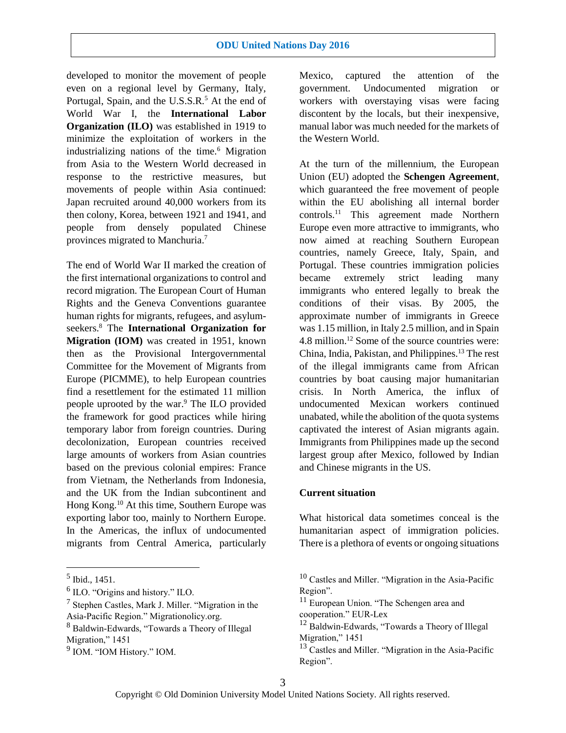developed to monitor the movement of people even on a regional level by Germany, Italy, Portugal, Spain, and the U.S.S.R.[5] At the end of World War I, the **International Labor Organization (ILO)** was established in 1919 to minimize the exploitation of workers in the industrializing nations of the time.[6] Migration from Asia to the Western World decreased in response to the restrictive measures, but movements of people within Asia continued: Japan recruited around 40,000 workers from its then colony, Korea, between 1921 and 1941, and people from densely populated Chinese provinces migrated to Manchuria.[7]

The end of World War II marked the creation of the first international organizations to control and record migration. The European Court of Human Rights and the Geneva Conventions guarantee human rights for migrants, refugees, and asylum-seekers.[8] The **International Organization for Migration (IOM)** was created in 1951, known then as the Provisional Intergovernmental Committee for the Movement of Migrants from Europe (PICMME), to help European countries find a resettlement for the estimated 11 million people uprooted by the war.[9] The ILO provided the framework for good practices while hiring temporary labor from foreign countries. During decolonization, European countries received large amounts of workers from Asian countries based on the previous colonial empires: France from Vietnam, the Netherlands from Indonesia, and the UK from the Indian subcontinent and Hong Kong.[10] At this time, Southern Europe was exporting labor too, mainly to Northern Europe. In the Americas, the influx of undocumented migrants from Central America, particularly Mexico, captured the attention of the government. Undocumented migration or workers with overstaying visas were facing discontent by the locals, but their inexpensive, manual labor was much needed for the markets of the Western World.

At the turn of the millennium, the European Union (EU) adopted the **Schengen Agreement**, which guaranteed the free movement of people within the EU abolishing all internal border controls.[11] This agreement made Northern Europe even more attractive to immigrants, who now aimed at reaching Southern European countries, namely Greece, Italy, Spain, and Portugal. These countries immigration policies became extremely strict leading many immigrants who entered legally to break the conditions of their visas. By 2005, the approximate number of immigrants in Greece was 1.15 million, in Italy 2.5 million, and in Spain 4.8 million.[12] Some of the source countries were: China, India, Pakistan, and Philippines.[13] The rest of the illegal immigrants came from African countries by boat causing major humanitarian crisis. In North America, the influx of undocumented Mexican workers continued unabated, while the abolition of the quota systems captivated the interest of Asian migrants again. Immigrants from Philippines made up the second largest group after Mexico, followed by Indian and Chinese migrants in the US.

**Current situation**

What historical data sometimes conceal is the humanitarian aspect of immigration policies. There is a plethora of events or ongoing situations

---

[5] Ibid., 1451.

[6] ILO. "Origins and history." ILO.

[7] Stephen Castles, Mark J. Miller. "Migration in the Asia-Pacific Region." Migrationolicy.org.

[8] Baldwin-Edwards, "Towards a Theory of Illegal Migration," 1451

[9] IOM. "IOM History." IOM.

[10] Castles and Miller. "Migration in the Asia-Pacific Region".

[11] European Union. "The Schengen area and cooperation." EUR-Lex

[12] Baldwin-Edwards, "Towards a Theory of Illegal Migration," 1451

[13] Castles and Miller. "Migration in the Asia-Pacific Region".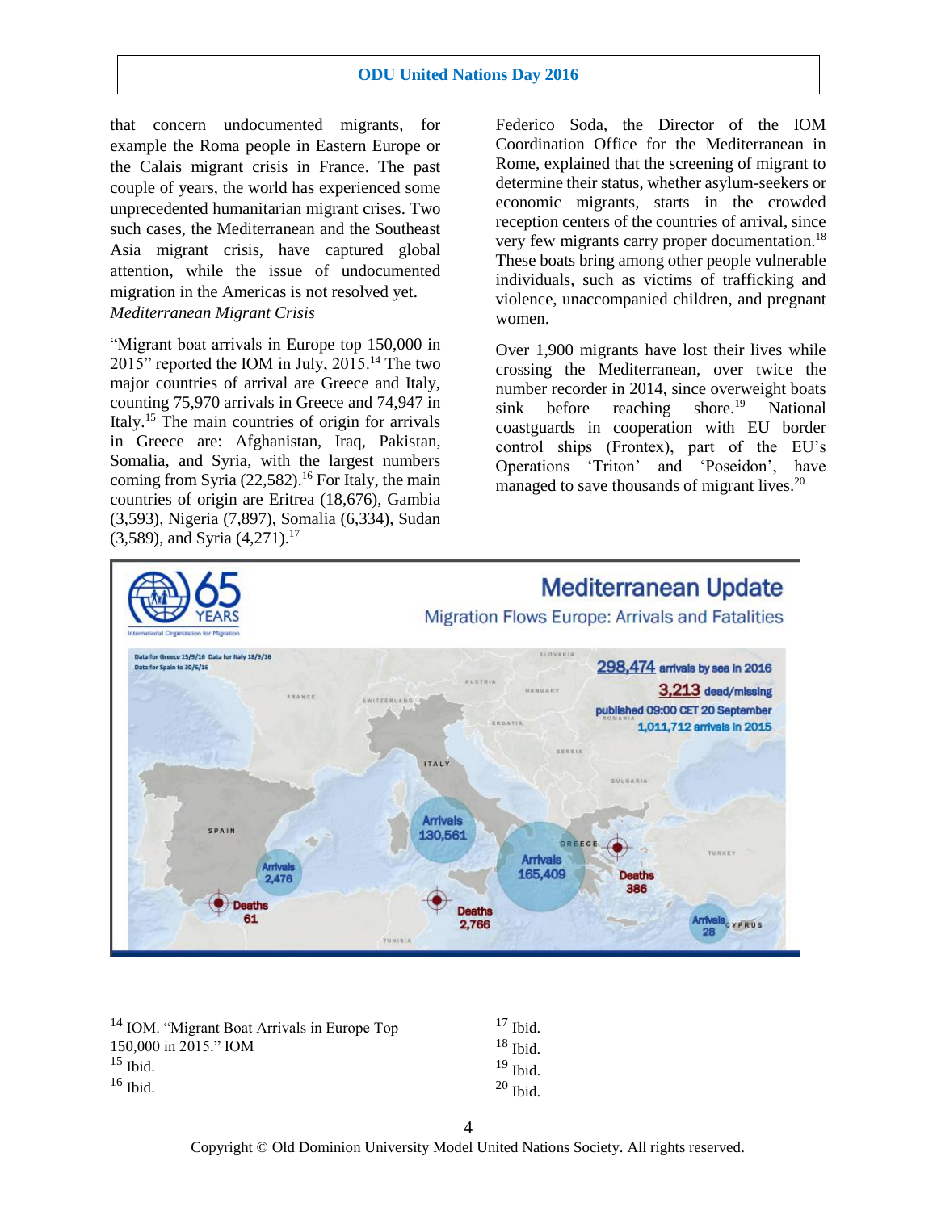that concern undocumented migrants, for example the Roma people in Eastern Europe or the Calais migrant crisis in France. The past couple of years, the world has experienced some unprecedented humanitarian migrant crises. Two such cases, the Mediterranean and the Southeast Asia migrant crisis, have captured global attention, while the issue of undocumented migration in the Americas is not resolved yet.

*Mediterranean Migrant Crisis*

"Migrant boat arrivals in Europe top 150,000 in 2015" reported the IOM in July, 2015.[14] The two major countries of arrival are Greece and Italy, counting 75,970 arrivals in Greece and 74,947 in Italy.[15] The main countries of origin for arrivals in Greece are: Afghanistan, Iraq, Pakistan, Somalia, and Syria, with the largest numbers coming from Syria (22,582).[16] For Italy, the main countries of origin are Eritrea (18,676), Gambia (3,593), Nigeria (7,897), Somalia (6,334), Sudan (3,589), and Syria (4,271).[17]

Federico Soda, the Director of the IOM Coordination Office for the Mediterranean in Rome, explained that the screening of migrant to determine their status, whether asylum-seekers or economic migrants, starts in the crowded reception centers of the countries of arrival, since very few migrants carry proper documentation.[18] These boats bring among other people vulnerable individuals, such as victims of trafficking and violence, unaccompanied children, and pregnant women.

Over 1,900 migrants have lost their lives while crossing the Mediterranean, over twice the number recorder in 2014, since overweight boats sink before reaching shore.[19] National coastguards in cooperation with EU border control ships (Frontex), part of the EU's Operations 'Triton' and 'Poseidon', have managed to save thousands of migrant lives.[20]

---

[14] IOM. "Migrant Boat Arrivals in Europe Top 150,000 in 2015." IOM

[15] Ibid.

[16] Ibid.

[17] Ibid.

[18] Ibid.

[19] Ibid.

[20] Ibid.

Copyright © Old Dominion University Model United Nations Society. All rights reserved.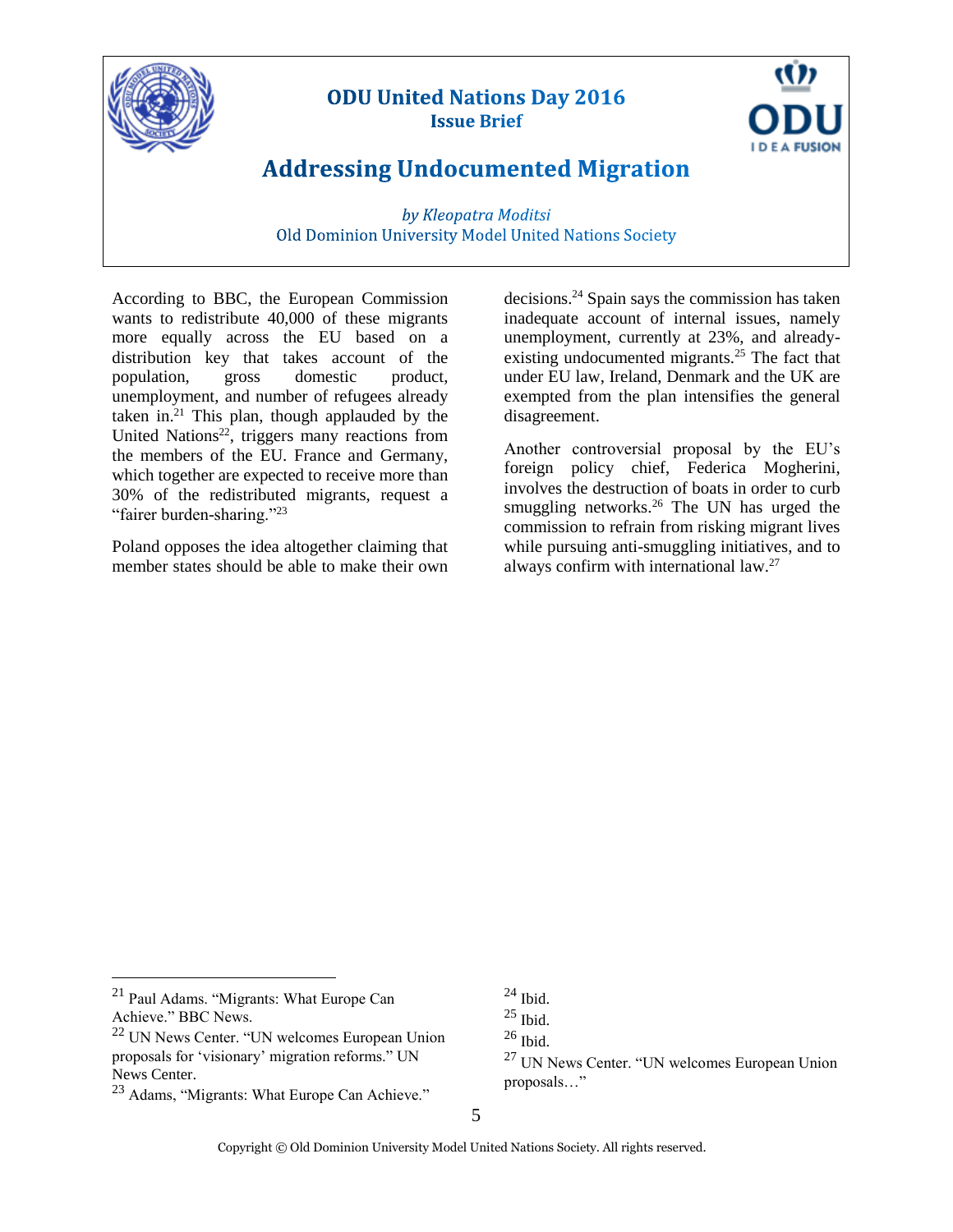According to BBC, the European Commission wants to redistribute 40,000 of these migrants more equally across the EU based on a distribution key that takes account of the population, gross domestic product, unemployment, and number of refugees already taken in.[21] This plan, though applauded by the United Nations[22], triggers many reactions from the members of the EU. France and Germany, which together are expected to receive more than 30% of the redistributed migrants, request a "fairer burden-sharing."[23]

Poland opposes the idea altogether claiming that member states should be able to make their own decisions.[24] Spain says the commission has taken inadequate account of internal issues, namely unemployment, currently at 23%, and already-existing undocumented migrants.[25] The fact that under EU law, Ireland, Denmark and the UK are exempted from the plan intensifies the general disagreement.

Another controversial proposal by the EU's foreign policy chief, Federica Mogherini, involves the destruction of boats in order to curb smuggling networks.[26] The UN has urged the commission to refrain from risking migrant lives while pursuing anti-smuggling initiatives, and to always confirm with international law.[27]

---

[21] Paul Adams. "Migrants: What Europe Can Achieve." BBC News.

[22] UN News Center. "UN welcomes European Union proposals for 'visionary' migration reforms." UN News Center.

[23] Adams, "Migrants: What Europe Can Achieve."

[24] Ibid.

[25] Ibid.

[26] Ibid.

[27] UN News Center. "UN welcomes European Union proposals…"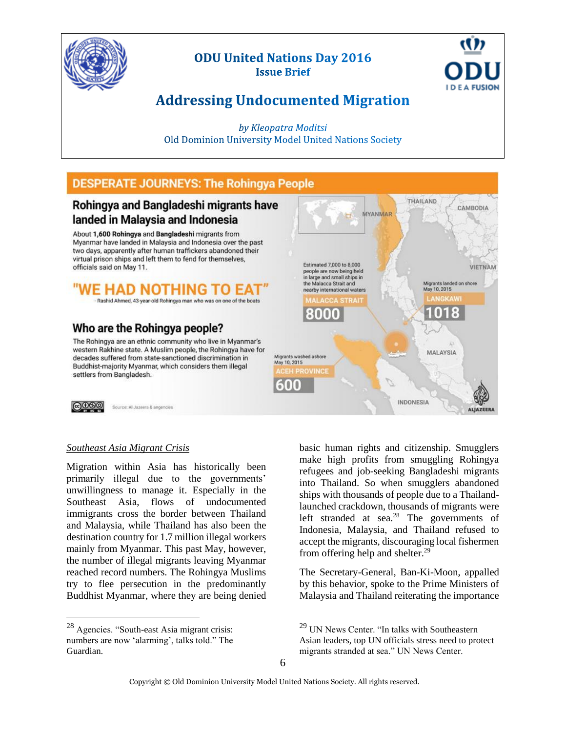# ODU United Nations Day 2016

**Issue Brief**

## Addressing Undocumented Migration

*by Kleopatra Moditsi*
Old Dominion University Model United Nations Society

DESPERATE JOURNEYS: The Rohingya People

**Rohingya and Bangladeshi migrants have landed in Malaysia and Indonesia**

About **1,600 Rohingya** and **Bangladeshi** migrants from Myanmar have landed in Malaysia and Indonesia over the past two days, apparently after human traffickers abandoned their virtual prison ships and left them to fend for themselves, officials said on May 11.

"WE HAD NOTHING TO EAT"
- Rashid Ahmed, 43-year-old Rohingya man who was on one of the boats

**Who are the Rohingya people?**

The Rohingya are an ethnic community who live in Myanmar's western Rakhine state. A Muslim people, the Rohingya have for decades suffered from state-sanctioned discrimination in Buddhist-majority Myanmar, which considers them illegal settlers from Bangladesh.

MYANMAR
THAILAND
CAMBODIA
VIETNAM
MALAYSIA
INDONESIA

Estimated 7,000 to 8,000 people are now being held in large and small ships in the Malacca Strait and nearby international waters
MALACCA STRAIT
8000

Migrants landed on shore May 10, 2015
LANGKAWI
1018

Migrants washed ashore May 10, 2015
ACEH PROVINCE
600

Source: Al Jazeera & angencies

ALJAZEERA

*Southeast Asia Migrant Crisis*

Migration within Asia has historically been primarily illegal due to the governments' unwillingness to manage it. Especially in the Southeast Asia, flows of undocumented immigrants cross the border between Thailand and Malaysia, while Thailand has also been the destination country for 1.7 million illegal workers mainly from Myanmar. This past May, however, the number of illegal migrants leaving Myanmar reached record numbers. The Rohingya Muslims try to flee persecution in the predominantly Buddhist Myanmar, where they are being denied basic human rights and citizenship. Smugglers make high profits from smuggling Rohingya refugees and job-seeking Bangladeshi migrants into Thailand. So when smugglers abandoned ships with thousands of people due to a Thailand-launched crackdown, thousands of migrants were left stranded at sea.[28] The governments of Indonesia, Malaysia, and Thailand refused to accept the migrants, discouraging local fishermen from offering help and shelter.[29]

The Secretary-General, Ban-Ki-Moon, appalled by this behavior, spoke to the Prime Ministers of Malaysia and Thailand reiterating the importance

[28] Agencies. "South-east Asia migrant crisis: numbers are now 'alarming', talks told." The Guardian.

[29] UN News Center. "In talks with Southeastern Asian leaders, top UN officials stress need to protect migrants stranded at sea." UN News Center.

Copyright © Old Dominion University Model United Nations Society. All rights reserved.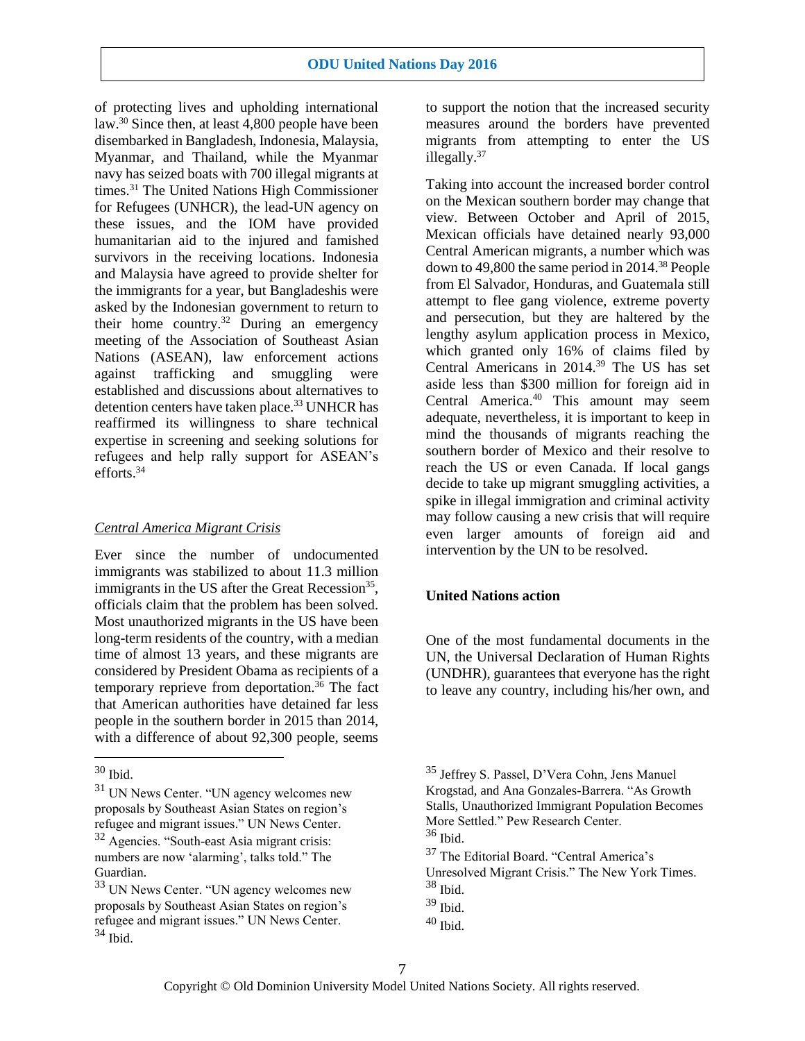of protecting lives and upholding international law.[30] Since then, at least 4,800 people have been disembarked in Bangladesh, Indonesia, Malaysia, Myanmar, and Thailand, while the Myanmar navy has seized boats with 700 illegal migrants at times.[31] The United Nations High Commissioner for Refugees (UNHCR), the lead-UN agency on these issues, and the IOM have provided humanitarian aid to the injured and famished survivors in the receiving locations. Indonesia and Malaysia have agreed to provide shelter for the immigrants for a year, but Bangladeshis were asked by the Indonesian government to return to their home country.[32] During an emergency meeting of the Association of Southeast Asian Nations (ASEAN), law enforcement actions against trafficking and smuggling were established and discussions about alternatives to detention centers have taken place.[33] UNHCR has reaffirmed its willingness to share technical expertise in screening and seeking solutions for refugees and help rally support for ASEAN's efforts.[34]

*Central America Migrant Crisis*

Ever since the number of undocumented immigrants was stabilized to about 11.3 million immigrants in the US after the Great Recession[35], officials claim that the problem has been solved. Most unauthorized migrants in the US have been long-term residents of the country, with a median time of almost 13 years, and these migrants are considered by President Obama as recipients of a temporary reprieve from deportation.[36] The fact that American authorities have detained far less people in the southern border in 2015 than 2014, with a difference of about 92,300 people, seems to support the notion that the increased security measures around the borders have prevented migrants from attempting to enter the US illegally.[37]

Taking into account the increased border control on the Mexican southern border may change that view. Between October and April of 2015, Mexican officials have detained nearly 93,000 Central American migrants, a number which was down to 49,800 the same period in 2014.[38] People from El Salvador, Honduras, and Guatemala still attempt to flee gang violence, extreme poverty and persecution, but they are haltered by the lengthy asylum application process in Mexico, which granted only 16% of claims filed by Central Americans in 2014.[39] The US has set aside less than $300 million for foreign aid in Central America.[40] This amount may seem adequate, nevertheless, it is important to keep in mind the thousands of migrants reaching the southern border of Mexico and their resolve to reach the US or even Canada. If local gangs decide to take up migrant smuggling activities, a spike in illegal immigration and criminal activity may follow causing a new crisis that will require even larger amounts of foreign aid and intervention by the UN to be resolved.

**United Nations action**

One of the most fundamental documents in the UN, the Universal Declaration of Human Rights (UNDHR), guarantees that everyone has the right to leave any country, including his/her own, and

---

[30] Ibid.

[31] UN News Center. "UN agency welcomes new proposals by Southeast Asian States on region's refugee and migrant issues." UN News Center.

[32] Agencies. "South-east Asia migrant crisis: numbers are now 'alarming', talks told." The Guardian.

[33] UN News Center. "UN agency welcomes new proposals by Southeast Asian States on region's refugee and migrant issues." UN News Center.

[34] Ibid.

[35] Jeffrey S. Passel, D'Vera Cohn, Jens Manuel Krogstad, and Ana Gonzales-Barrera. "As Growth Stalls, Unauthorized Immigrant Population Becomes More Settled." Pew Research Center.

[36] Ibid.

[37] The Editorial Board. "Central America's Unresolved Migrant Crisis." The New York Times.

[38] Ibid.

[39] Ibid.

[40] Ibid.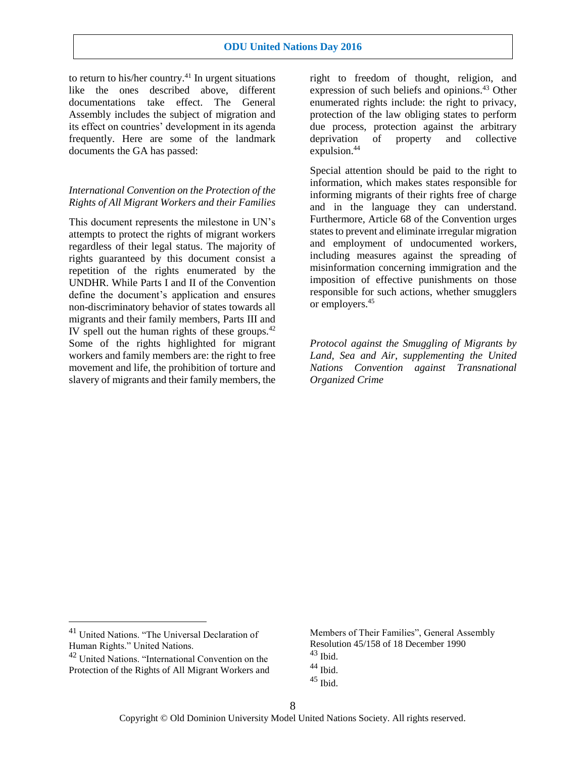to return to his/her country.[41] In urgent situations like the ones described above, different documentations take effect. The General Assembly includes the subject of migration and its effect on countries' development in its agenda frequently. Here are some of the landmark documents the GA has passed:

*International Convention on the Protection of the Rights of All Migrant Workers and their Families*

This document represents the milestone in UN's attempts to protect the rights of migrant workers regardless of their legal status. The majority of rights guaranteed by this document consist a repetition of the rights enumerated by the UNDHR. While Parts I and II of the Convention define the document's application and ensures non-discriminatory behavior of states towards all migrants and their family members, Parts III and IV spell out the human rights of these groups.[42] Some of the rights highlighted for migrant workers and family members are: the right to free movement and life, the prohibition of torture and slavery of migrants and their family members, the right to freedom of thought, religion, and expression of such beliefs and opinions.[43] Other enumerated rights include: the right to privacy, protection of the law obliging states to perform due process, protection against the arbitrary deprivation of property and collective expulsion.[44]

Special attention should be paid to the right to information, which makes states responsible for informing migrants of their rights free of charge and in the language they can understand. Furthermore, Article 68 of the Convention urges states to prevent and eliminate irregular migration and employment of undocumented workers, including measures against the spreading of misinformation concerning immigration and the imposition of effective punishments on those responsible for such actions, whether smugglers or employers.[45]

*Protocol against the Smuggling of Migrants by Land, Sea and Air, supplementing the United Nations Convention against Transnational Organized Crime*

---

[41] United Nations. "The Universal Declaration of Human Rights." United Nations.

[42] United Nations. "International Convention on the Protection of the Rights of All Migrant Workers and Members of Their Families", General Assembly Resolution 45/158 of 18 December 1990

[43] Ibid.

[44] Ibid.

[45] Ibid.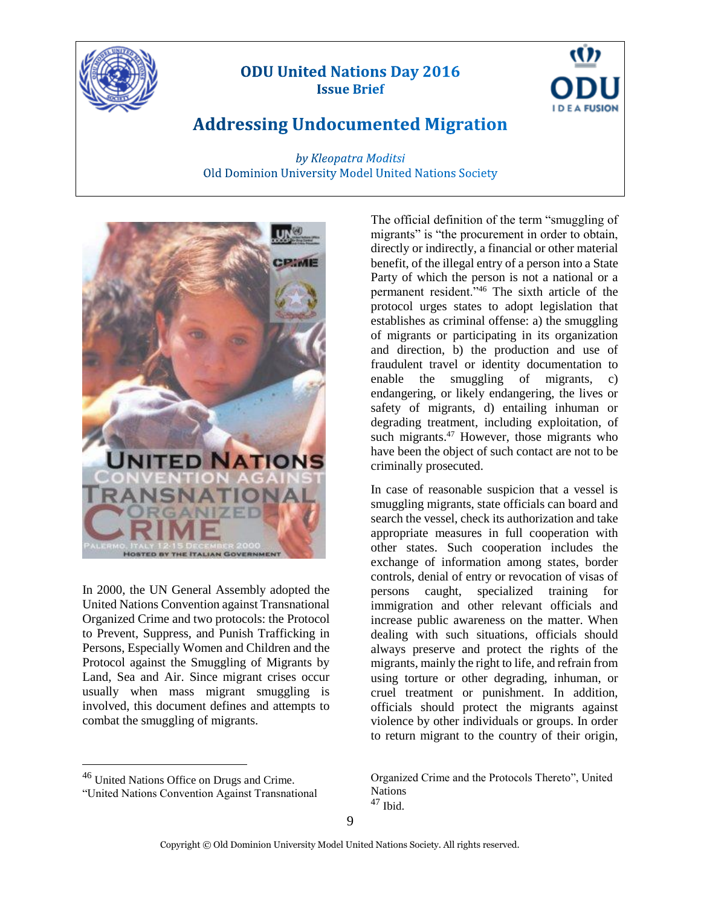# Addressing Undocumented Migration

*by Kleopatra Moditsi*
Old Dominion University Model United Nations Society

In 2000, the UN General Assembly adopted the United Nations Convention against Transnational Organized Crime and two protocols: the Protocol to Prevent, Suppress, and Punish Trafficking in Persons, Especially Women and Children and the Protocol against the Smuggling of Migrants by Land, Sea and Air. Since migrant crises occur usually when mass migrant smuggling is involved, this document defines and attempts to combat the smuggling of migrants.

The official definition of the term "smuggling of migrants" is "the procurement in order to obtain, directly or indirectly, a financial or other material benefit, of the illegal entry of a person into a State Party of which the person is not a national or a permanent resident."[46] The sixth article of the protocol urges states to adopt legislation that establishes as criminal offense: a) the smuggling of migrants or participating in its organization and direction, b) the production and use of fraudulent travel or identity documentation to enable the smuggling of migrants, c) endangering, or likely endangering, the lives or safety of migrants, d) entailing inhuman or degrading treatment, including exploitation, of such migrants.[47] However, those migrants who have been the object of such contact are not to be criminally prosecuted.

In case of reasonable suspicion that a vessel is smuggling migrants, state officials can board and search the vessel, check its authorization and take appropriate measures in full cooperation with other states. Such cooperation includes the exchange of information among states, border controls, denial of entry or revocation of visas of persons caught, specialized training for immigration and other relevant officials and increase public awareness on the matter. When dealing with such situations, officials should always preserve and protect the rights of the migrants, mainly the right to life, and refrain from using torture or other degrading, inhuman, or cruel treatment or punishment. In addition, officials should protect the migrants against violence by other individuals or groups. In order to return migrant to the country of their origin,

---

[46] United Nations Office on Drugs and Crime. "United Nations Convention Against Transnational Organized Crime and the Protocols Thereto", United Nations

[47] Ibid.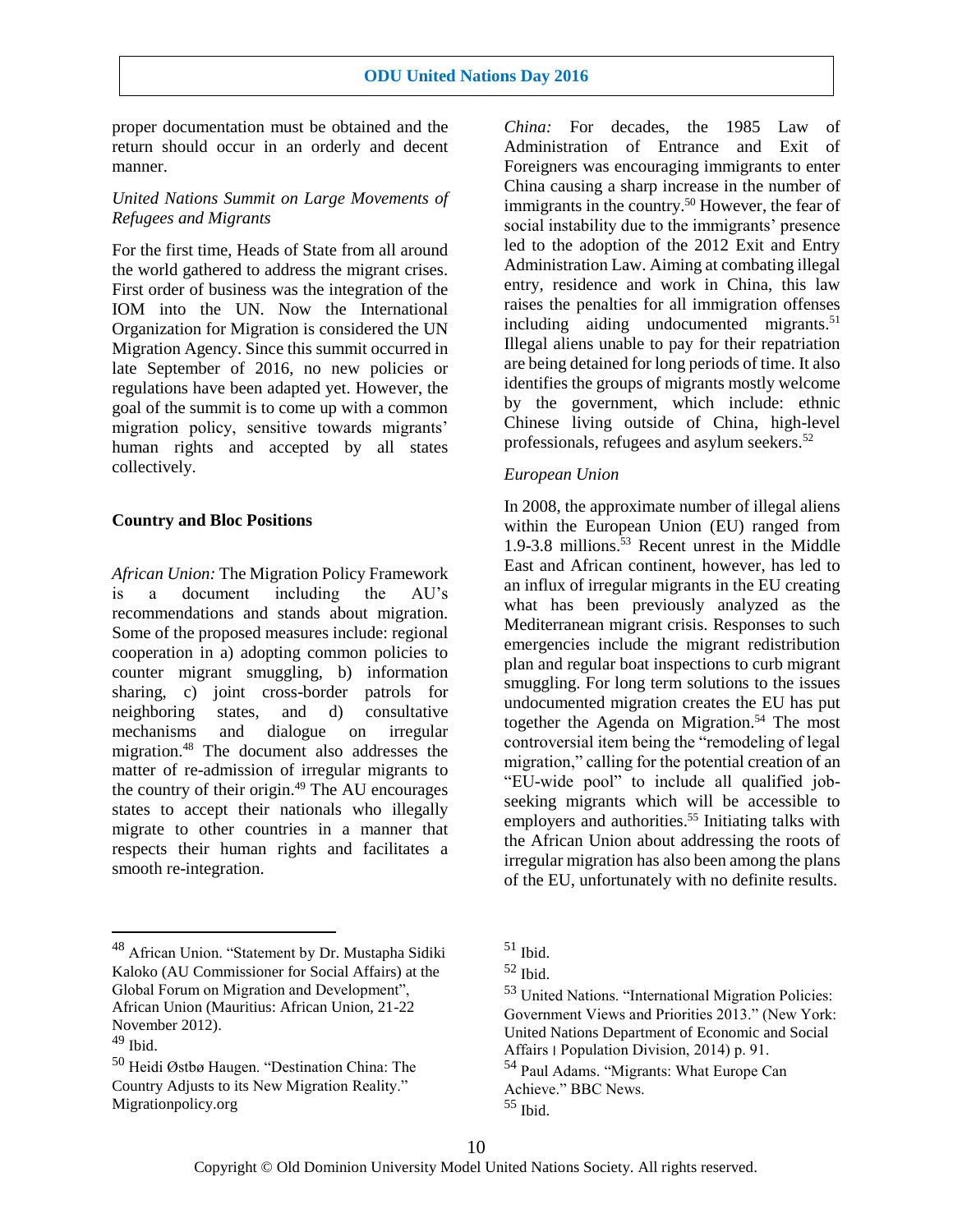proper documentation must be obtained and the return should occur in an orderly and decent manner.

*United Nations Summit on Large Movements of Refugees and Migrants*

For the first time, Heads of State from all around the world gathered to address the migrant crises. First order of business was the integration of the IOM into the UN. Now the International Organization for Migration is considered the UN Migration Agency. Since this summit occurred in late September of 2016, no new policies or regulations have been adapted yet. However, the goal of the summit is to come up with a common migration policy, sensitive towards migrants' human rights and accepted by all states collectively.

**Country and Bloc Positions**

*African Union:* The Migration Policy Framework is a document including the AU's recommendations and stands about migration. Some of the proposed measures include: regional cooperation in a) adopting common policies to counter migrant smuggling, b) information sharing, c) joint cross-border patrols for neighboring states, and d) consultative mechanisms and dialogue on irregular migration.[48] The document also addresses the matter of re-admission of irregular migrants to the country of their origin.[49] The AU encourages states to accept their nationals who illegally migrate to other countries in a manner that respects their human rights and facilitates a smooth re-integration.

*China:* For decades, the 1985 Law of Administration of Entrance and Exit of Foreigners was encouraging immigrants to enter China causing a sharp increase in the number of immigrants in the country.[50] However, the fear of social instability due to the immigrants' presence led to the adoption of the 2012 Exit and Entry Administration Law. Aiming at combating illegal entry, residence and work in China, this law raises the penalties for all immigration offenses including aiding undocumented migrants.[51] Illegal aliens unable to pay for their repatriation are being detained for long periods of time. It also identifies the groups of migrants mostly welcome by the government, which include: ethnic Chinese living outside of China, high-level professionals, refugees and asylum seekers.[52]

*European Union*

In 2008, the approximate number of illegal aliens within the European Union (EU) ranged from 1.9-3.8 millions.[53] Recent unrest in the Middle East and African continent, however, has led to an influx of irregular migrants in the EU creating what has been previously analyzed as the Mediterranean migrant crisis. Responses to such emergencies include the migrant redistribution plan and regular boat inspections to curb migrant smuggling. For long term solutions to the issues undocumented migration creates the EU has put together the Agenda on Migration.[54] The most controversial item being the "remodeling of legal migration," calling for the potential creation of an "EU-wide pool" to include all qualified job-seeking migrants which will be accessible to employers and authorities.[55] Initiating talks with the African Union about addressing the roots of irregular migration has also been among the plans of the EU, unfortunately with no definite results.

---

[48] African Union. "Statement by Dr. Mustapha Sidiki Kaloko (AU Commissioner for Social Affairs) at the Global Forum on Migration and Development", African Union (Mauritius: African Union, 21-22 November 2012).

[49] Ibid.

[50] Heidi Østbø Haugen. "Destination China: The Country Adjusts to its New Migration Reality." Migrationpolicy.org

[51] Ibid.

[52] Ibid.

[53] United Nations. "International Migration Policies: Government Views and Priorities 2013." (New York: United Nations Department of Economic and Social Affairs | Population Division, 2014) p. 91.

[54] Paul Adams. "Migrants: What Europe Can Achieve." BBC News.

[55] Ibid.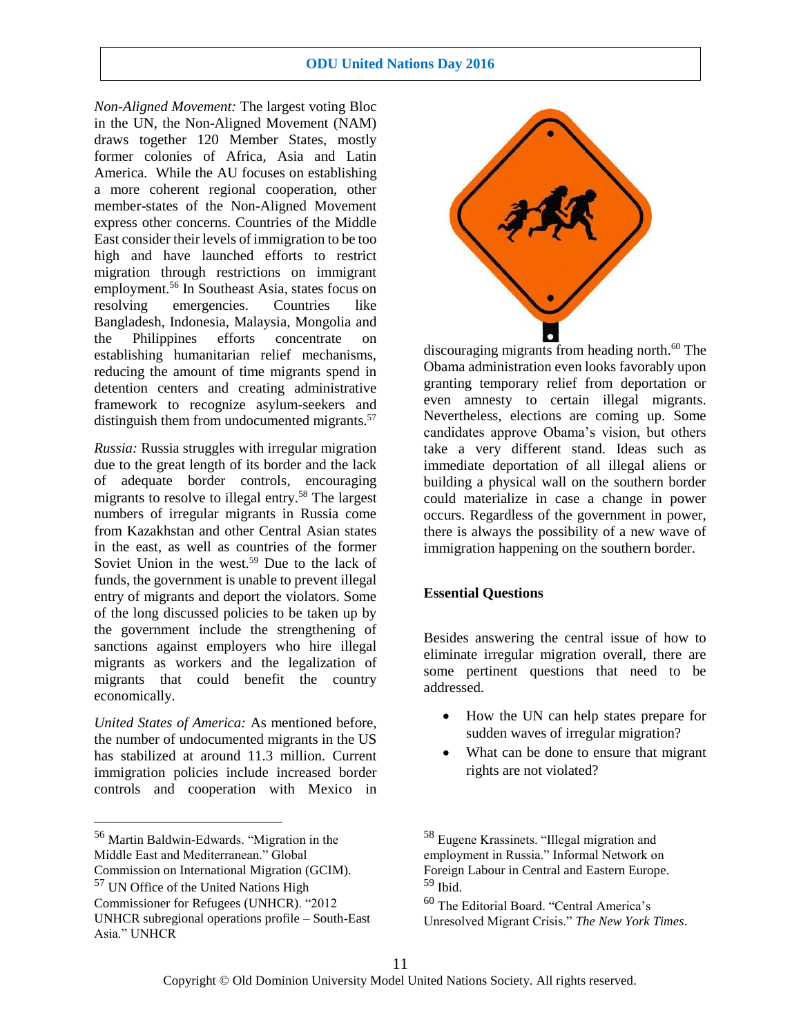*Non-Aligned Movement:* The largest voting Bloc in the UN, the Non-Aligned Movement (NAM) draws together 120 Member States, mostly former colonies of Africa, Asia and Latin America. While the AU focuses on establishing a more coherent regional cooperation, other member-states of the Non-Aligned Movement express other concerns. Countries of the Middle East consider their levels of immigration to be too high and have launched efforts to restrict migration through restrictions on immigrant employment.[56] In Southeast Asia, states focus on resolving emergencies. Countries like Bangladesh, Indonesia, Malaysia, Mongolia and the Philippines efforts concentrate on establishing humanitarian relief mechanisms, reducing the amount of time migrants spend in detention centers and creating administrative framework to recognize asylum-seekers and distinguish them from undocumented migrants.[57]

*Russia:* Russia struggles with irregular migration due to the great length of its border and the lack of adequate border controls, encouraging migrants to resolve to illegal entry.[58] The largest numbers of irregular migrants in Russia come from Kazakhstan and other Central Asian states in the east, as well as countries of the former Soviet Union in the west.[59] Due to the lack of funds, the government is unable to prevent illegal entry of migrants and deport the violators. Some of the long discussed policies to be taken up by the government include the strengthening of sanctions against employers who hire illegal migrants as workers and the legalization of migrants that could benefit the country economically.

*United States of America:* As mentioned before, the number of undocumented migrants in the US has stabilized at around 11.3 million. Current immigration policies include increased border controls and cooperation with Mexico in discouraging migrants from heading north.[60] The Obama administration even looks favorably upon granting temporary relief from deportation or even amnesty to certain illegal migrants. Nevertheless, elections are coming up. Some candidates approve Obama's vision, but others take a very different stand. Ideas such as immediate deportation of all illegal aliens or building a physical wall on the southern border could materialize in case a change in power occurs. Regardless of the government in power, there is always the possibility of a new wave of immigration happening on the southern border.

**Essential Questions**

Besides answering the central issue of how to eliminate irregular migration overall, there are some pertinent questions that need to be addressed.

- How the UN can help states prepare for sudden waves of irregular migration?
- What can be done to ensure that migrant rights are not violated?

---

[56] Martin Baldwin-Edwards. "Migration in the Middle East and Mediterranean." Global Commission on International Migration (GCIM).

[57] UN Office of the United Nations High Commissioner for Refugees (UNHCR). "2012 UNHCR subregional operations profile – South-East Asia." UNHCR

[58] Eugene Krassinets. "Illegal migration and employment in Russia." Informal Network on Foreign Labour in Central and Eastern Europe.

[59] Ibid.

[60] The Editorial Board. "Central America's Unresolved Migrant Crisis." *The New York Times*.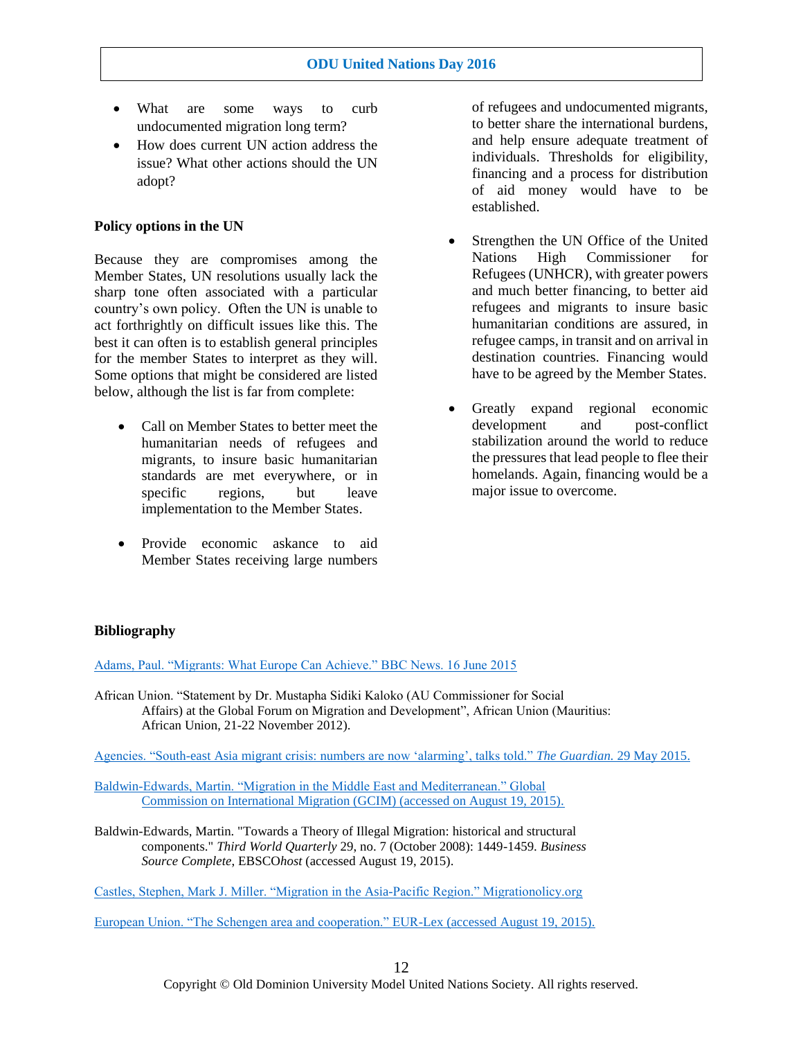- What are some ways to curb undocumented migration long term?
- How does current UN action address the issue? What other actions should the UN adopt?

**Policy options in the UN**

Because they are compromises among the Member States, UN resolutions usually lack the sharp tone often associated with a particular country's own policy. Often the UN is unable to act forthrightly on difficult issues like this. The best it can often is to establish general principles for the member States to interpret as they will. Some options that might be considered are listed below, although the list is far from complete:

- Call on Member States to better meet the humanitarian needs of refugees and migrants, to insure basic humanitarian standards are met everywhere, or in specific regions, but leave implementation to the Member States.
- Provide economic askance to aid Member States receiving large numbers of refugees and undocumented migrants, to better share the international burdens, and help ensure adequate treatment of individuals. Thresholds for eligibility, financing and a process for distribution of aid money would have to be established.
- Strengthen the UN Office of the United Nations High Commissioner for Refugees (UNHCR), with greater powers and much better financing, to better aid refugees and migrants to insure basic humanitarian conditions are assured, in refugee camps, in transit and on arrival in destination countries. Financing would have to be agreed by the Member States.
- Greatly expand regional economic development and post-conflict stabilization around the world to reduce the pressures that lead people to flee their homelands. Again, financing would be a major issue to overcome.

**Bibliography**

Adams, Paul. "Migrants: What Europe Can Achieve." BBC News. 16 June 2015

African Union. "Statement by Dr. Mustapha Sidiki Kaloko (AU Commissioner for Social Affairs) at the Global Forum on Migration and Development", African Union (Mauritius: African Union, 21-22 November 2012).

Agencies. "South-east Asia migrant crisis: numbers are now 'alarming', talks told." *The Guardian.* 29 May 2015.

Baldwin-Edwards, Martin. "Migration in the Middle East and Mediterranean." Global Commission on International Migration (GCIM) (accessed on August 19, 2015).

Baldwin-Edwards, Martin. "Towards a Theory of Illegal Migration: historical and structural components." *Third World Quarterly* 29, no. 7 (October 2008): 1449-1459. *Business Source Complete*, EBSCO*host* (accessed August 19, 2015).

Castles, Stephen, Mark J. Miller. "Migration in the Asia-Pacific Region." Migrationolicy.org

European Union. "The Schengen area and cooperation." EUR-Lex (accessed August 19, 2015).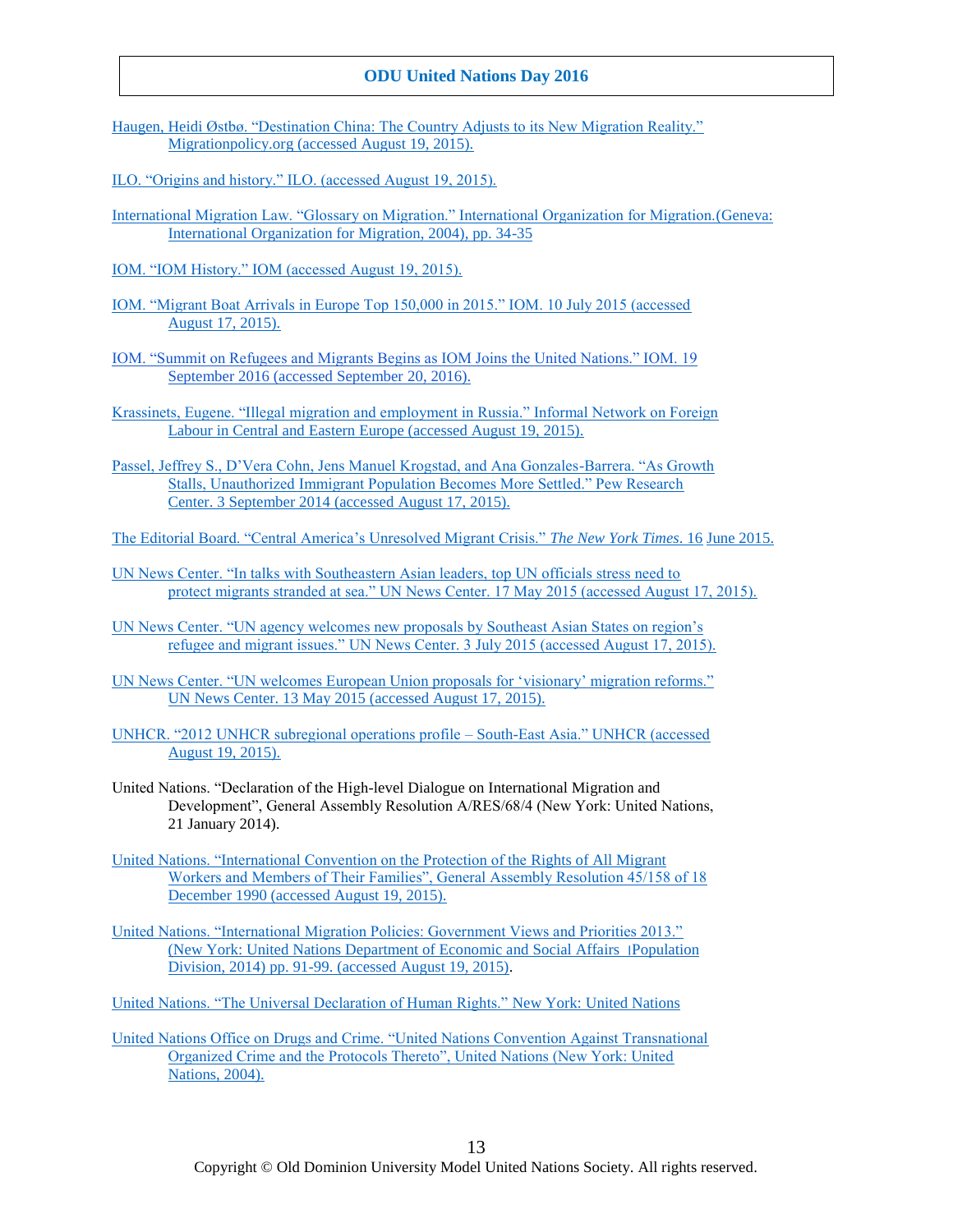Haugen, Heidi Østbø. "Destination China: The Country Adjusts to its New Migration Reality." Migrationpolicy.org (accessed August 19, 2015).

ILO. "Origins and history." ILO. (accessed August 19, 2015).

International Migration Law. "Glossary on Migration." International Organization for Migration.(Geneva: International Organization for Migration, 2004), pp. 34-35

IOM. "IOM History." IOM (accessed August 19, 2015).

IOM. "Migrant Boat Arrivals in Europe Top 150,000 in 2015." IOM. 10 July 2015 (accessed August 17, 2015).

IOM. "Summit on Refugees and Migrants Begins as IOM Joins the United Nations." IOM. 19 September 2016 (accessed September 20, 2016).

Krassinets, Eugene. "Illegal migration and employment in Russia." Informal Network on Foreign Labour in Central and Eastern Europe (accessed August 19, 2015).

Passel, Jeffrey S., D'Vera Cohn, Jens Manuel Krogstad, and Ana Gonzales-Barrera. "As Growth Stalls, Unauthorized Immigrant Population Becomes More Settled." Pew Research Center. 3 September 2014 (accessed August 17, 2015).

The Editorial Board. "Central America's Unresolved Migrant Crisis." *The New York Times*. 16 June 2015.

UN News Center. "In talks with Southeastern Asian leaders, top UN officials stress need to protect migrants stranded at sea." UN News Center. 17 May 2015 (accessed August 17, 2015).

UN News Center. "UN agency welcomes new proposals by Southeast Asian States on region's refugee and migrant issues." UN News Center. 3 July 2015 (accessed August 17, 2015).

UN News Center. "UN welcomes European Union proposals for 'visionary' migration reforms." UN News Center. 13 May 2015 (accessed August 17, 2015).

UNHCR. "2012 UNHCR subregional operations profile – South-East Asia." UNHCR (accessed August 19, 2015).

United Nations. "Declaration of the High-level Dialogue on International Migration and Development", General Assembly Resolution A/RES/68/4 (New York: United Nations, 21 January 2014).

United Nations. "International Convention on the Protection of the Rights of All Migrant Workers and Members of Their Families", General Assembly Resolution 45/158 of 18 December 1990 (accessed August 19, 2015).

United Nations. "International Migration Policies: Government Views and Priorities 2013." (New York: United Nations Department of Economic and Social Affairs |Population Division, 2014) pp. 91-99. (accessed August 19, 2015).

United Nations. "The Universal Declaration of Human Rights." New York: United Nations

United Nations Office on Drugs and Crime. "United Nations Convention Against Transnational Organized Crime and the Protocols Thereto", United Nations (New York: United Nations, 2004).

Copyright © Old Dominion University Model United Nations Society. All rights reserved.